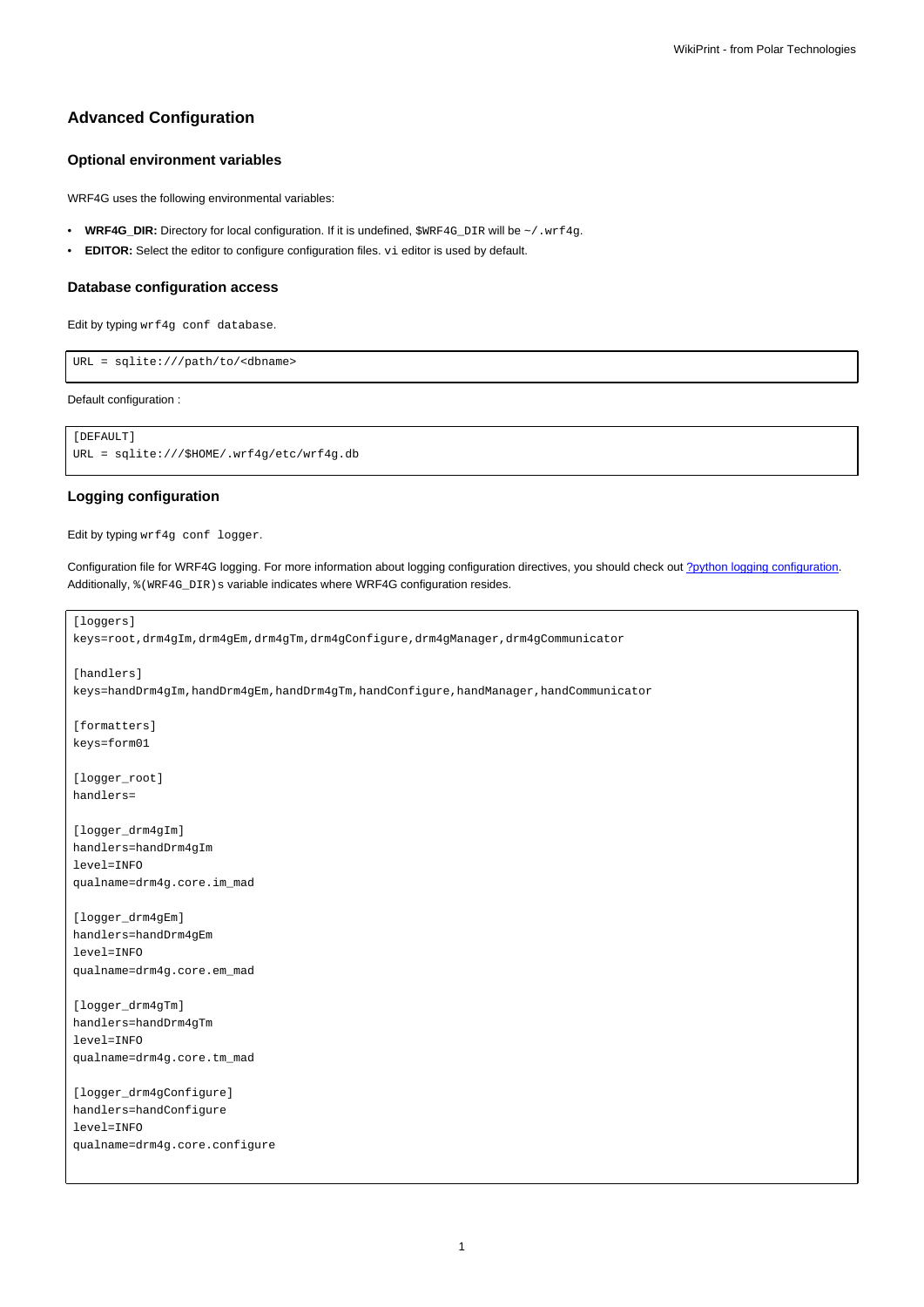# Advanced Configuration

## Optional environment variables

WRF4G uses the following environmental variables:

- **WRF4G_DIR:** Directory for local configuration. If it is undefined, `$WRF4G_DIR` will be `~/.wrf4g`.
- **EDITOR:** Select the editor to configure configuration files. `vi` editor is used by default.

## Database configuration access

Edit by typing `wrf4g conf database`.

```
URL = sqlite:///path/to/<dbname>
```

Default configuration :

```
[DEFAULT]
URL = sqlite:///$HOME/.wrf4g/etc/wrf4g.db
```

## Logging configuration

Edit by typing `wrf4g conf logger`.

Configuration file for WRF4G logging. For more information about logging configuration directives, you should check out ?python logging configuration. Additionally, `%(WRF4G_DIR)s` variable indicates where WRF4G configuration resides.

```
[loggers]
keys=root,drm4gIm,drm4gEm,drm4gTm,drm4gConfigure,drm4gManager,drm4gCommunicator

[handlers]
keys=handDrm4gIm,handDrm4gEm,handDrm4gTm,handConfigure,handManager,handCommunicator

[formatters]
keys=form01

[logger_root]
handlers=

[logger_drm4gIm]
handlers=handDrm4gIm
level=INFO
qualname=drm4g.core.im_mad

[logger_drm4gEm]
handlers=handDrm4gEm
level=INFO
qualname=drm4g.core.em_mad

[logger_drm4gTm]
handlers=handDrm4gTm
level=INFO
qualname=drm4g.core.tm_mad

[logger_drm4gConfigure]
handlers=handConfigure
level=INFO
qualname=drm4g.core.configure
```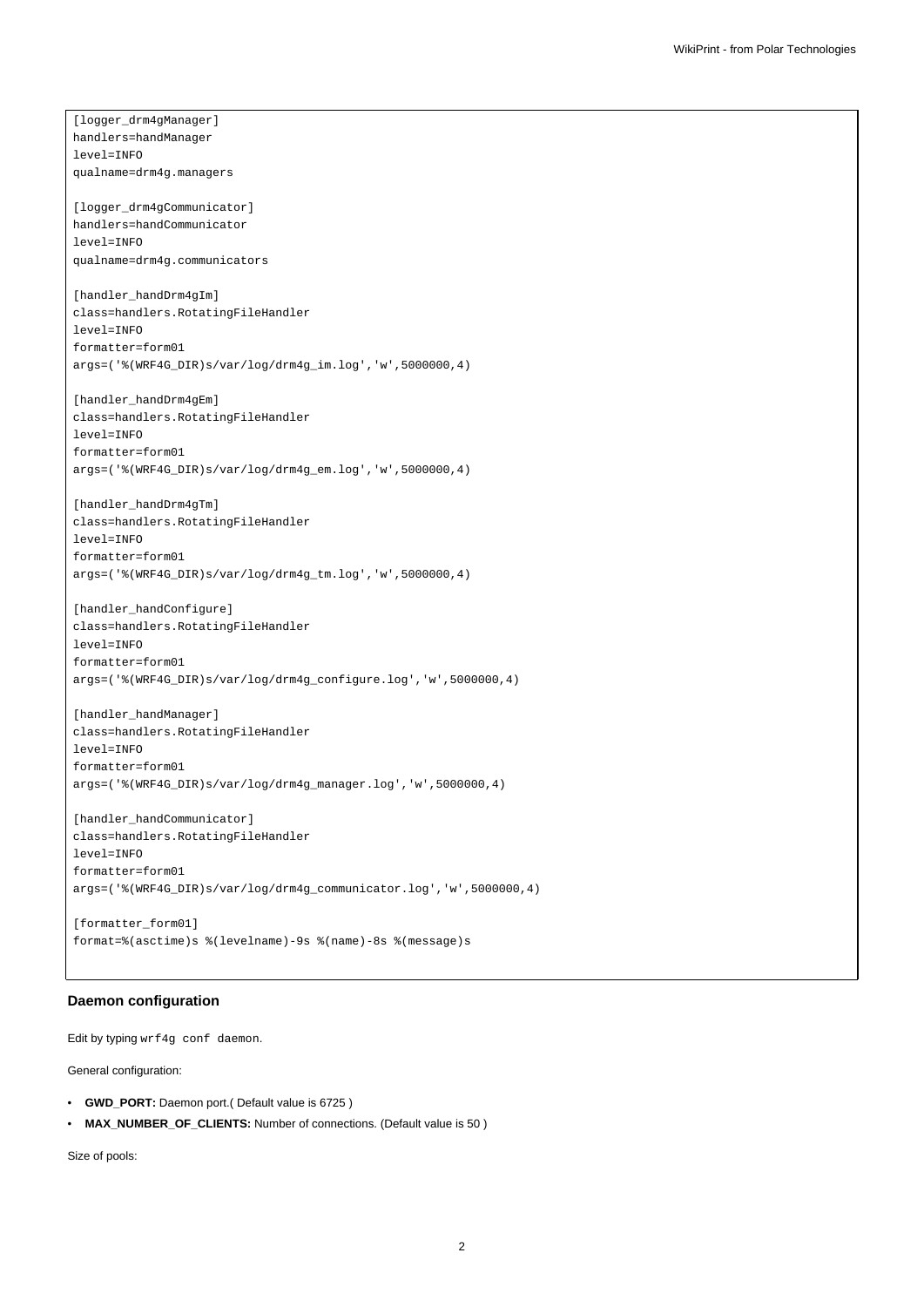```
[logger_drm4gManager]
handlers=handManager
level=INFO
qualname=drm4g.managers

[logger_drm4gCommunicator]
handlers=handCommunicator
level=INFO
qualname=drm4g.communicators

[handler_handDrm4gIm]
class=handlers.RotatingFileHandler
level=INFO
formatter=form01
args=('%(WRF4G_DIR)s/var/log/drm4g_im.log','w',5000000,4)

[handler_handDrm4gEm]
class=handlers.RotatingFileHandler
level=INFO
formatter=form01
args=('%(WRF4G_DIR)s/var/log/drm4g_em.log','w',5000000,4)

[handler_handDrm4gTm]
class=handlers.RotatingFileHandler
level=INFO
formatter=form01
args=('%(WRF4G_DIR)s/var/log/drm4g_tm.log','w',5000000,4)

[handler_handConfigure]
class=handlers.RotatingFileHandler
level=INFO
formatter=form01
args=('%(WRF4G_DIR)s/var/log/drm4g_configure.log','w',5000000,4)

[handler_handManager]
class=handlers.RotatingFileHandler
level=INFO
formatter=form01
args=('%(WRF4G_DIR)s/var/log/drm4g_manager.log','w',5000000,4)

[handler_handCommunicator]
class=handlers.RotatingFileHandler
level=INFO
formatter=form01
args=('%(WRF4G_DIR)s/var/log/drm4g_communicator.log','w',5000000,4)

[formatter_form01]
format=%(asctime)s %(levelname)-9s %(name)-8s %(message)s
```

### Daemon configuration

Edit by typing `wrf4g conf daemon`.

General configuration:

- **GWD_PORT:** Daemon port.( Default value is 6725 )
- **MAX_NUMBER_OF_CLIENTS:** Number of connections. (Default value is 50 )

Size of pools: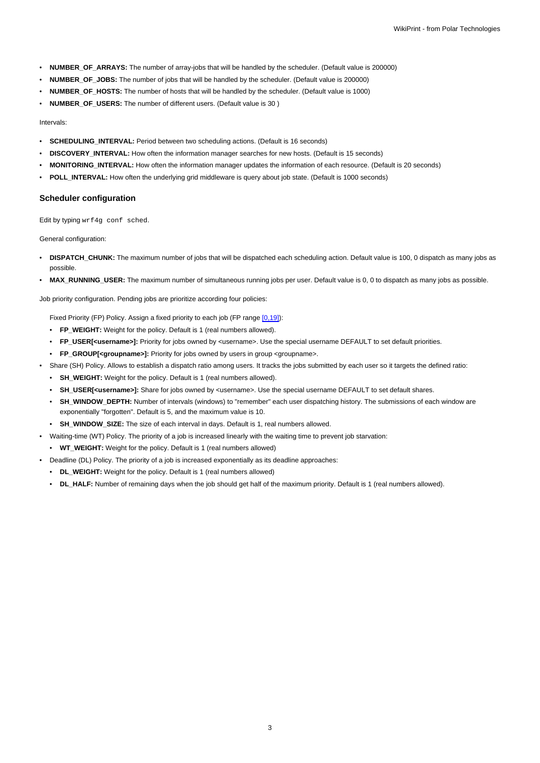- **NUMBER_OF_ARRAYS:** The number of array-jobs that will be handled by the scheduler. (Default value is 200000)
- **NUMBER_OF_JOBS:** The number of jobs that will be handled by the scheduler. (Default value is 200000)
- **NUMBER_OF_HOSTS:** The number of hosts that will be handled by the scheduler. (Default value is 1000)
- **NUMBER_OF_USERS:** The number of different users. (Default value is 30 )

Intervals:

- **SCHEDULING_INTERVAL:** Period between two scheduling actions. (Default is 16 seconds)
- **DISCOVERY_INTERVAL:** How often the information manager searches for new hosts. (Default is 15 seconds)
- **MONITORING_INTERVAL:** How often the information manager updates the information of each resource. (Default is 20 seconds)
- **POLL_INTERVAL:** How often the underlying grid middleware is query about job state. (Default is 1000 seconds)

### Scheduler configuration

Edit by typing `wrf4g conf sched`.

General configuration:

- **DISPATCH_CHUNK:** The maximum number of jobs that will be dispatched each scheduling action. Default value is 100, 0 dispatch as many jobs as possible.
- **MAX_RUNNING_USER:** The maximum number of simultaneous running jobs per user. Default value is 0, 0 to dispatch as many jobs as possible.

Job priority configuration. Pending jobs are prioritize according four policies:

Fixed Priority (FP) Policy. Assign a fixed priority to each job (FP range [0,19]):

  - **FP_WEIGHT:** Weight for the policy. Default is 1 (real numbers allowed).
  - **FP_USER[<username>]:** Priority for jobs owned by <username>. Use the special username DEFAULT to set default priorities.
  - **FP_GROUP[<groupname>]:** Priority for jobs owned by users in group <groupname>.
- Share (SH) Policy. Allows to establish a dispatch ratio among users. It tracks the jobs submitted by each user so it targets the defined ratio:
  - **SH_WEIGHT:** Weight for the policy. Default is 1 (real numbers allowed).
  - **SH_USER[<username>]:** Share for jobs owned by <username>. Use the special username DEFAULT to set default shares.
  - **SH_WINDOW_DEPTH:** Number of intervals (windows) to "remember" each user dispatching history. The submissions of each window are exponentially "forgotten". Default is 5, and the maximum value is 10.
  - **SH_WINDOW_SIZE:** The size of each interval in days. Default is 1, real numbers allowed.
- Waiting-time (WT) Policy. The priority of a job is increased linearly with the waiting time to prevent job starvation:
  - **WT_WEIGHT:** Weight for the policy. Default is 1 (real numbers allowed)
- Deadline (DL) Policy. The priority of a job is increased exponentially as its deadline approaches:
  - **DL_WEIGHT:** Weight for the policy. Default is 1 (real numbers allowed)
  - **DL_HALF:** Number of remaining days when the job should get half of the maximum priority. Default is 1 (real numbers allowed).